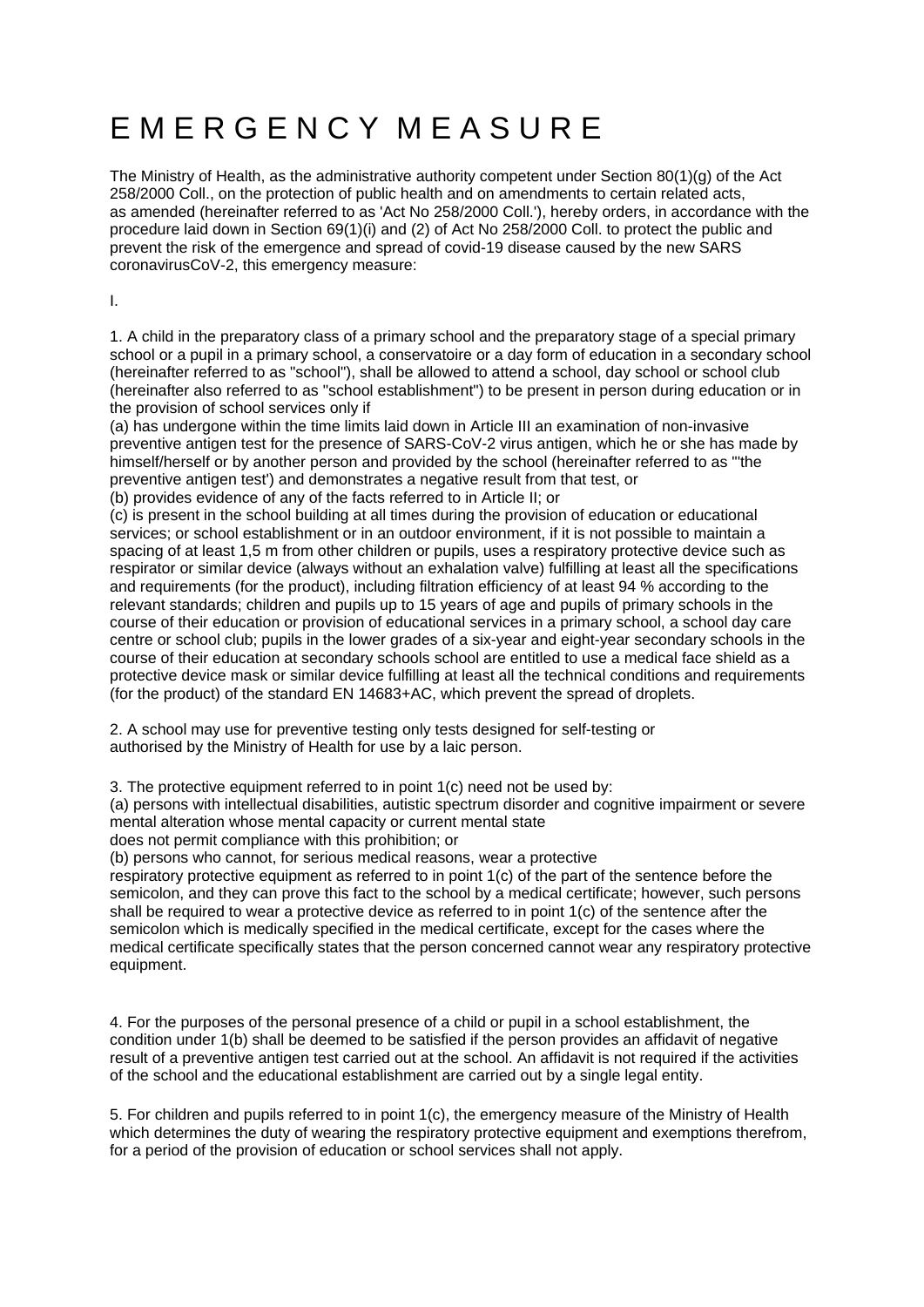# E M E R G E N C Y M E A S U R E

The Ministry of Health, as the administrative authority competent under Section 80(1)(g) of the Act 258/2000 Coll., on the protection of public health and on amendments to certain related acts, as amended (hereinafter referred to as 'Act No 258/2000 Coll.'), hereby orders, in accordance with the procedure laid down in Section 69(1)(i) and (2) of Act No 258/2000 Coll. to protect the public and prevent the risk of the emergence and spread of covid-19 disease caused by the new SARS coronavirusCoV-2, this emergency measure:

I.

1. A child in the preparatory class of a primary school and the preparatory stage of a special primary school or a pupil in a primary school, a conservatoire or a day form of education in a secondary school (hereinafter referred to as "school"), shall be allowed to attend a school, day school or school club (hereinafter also referred to as "school establishment") to be present in person during education or in the provision of school services only if

(a) has undergone within the time limits laid down in Article III an examination of non-invasive preventive antigen test for the presence of SARS-CoV-2 virus antigen, which he or she has made by himself/herself or by another person and provided by the school (hereinafter referred to as "'the preventive antigen test') and demonstrates a negative result from that test, or

(b) provides evidence of any of the facts referred to in Article II; or

(c) is present in the school building at all times during the provision of education or educational services; or school establishment or in an outdoor environment, if it is not possible to maintain a spacing of at least 1,5 m from other children or pupils, uses a respiratory protective device such as respirator or similar device (always without an exhalation valve) fulfilling at least all the specifications and requirements (for the product), including filtration efficiency of at least 94 % according to the relevant standards; children and pupils up to 15 years of age and pupils of primary schools in the course of their education or provision of educational services in a primary school, a school day care centre or school club; pupils in the lower grades of a six-year and eight-year secondary schools in the course of their education at secondary schools school are entitled to use a medical face shield as a protective device mask or similar device fulfilling at least all the technical conditions and requirements (for the product) of the standard EN 14683+AC, which prevent the spread of droplets.

2. A school may use for preventive testing only tests designed for self-testing or authorised by the Ministry of Health for use by a laic person.

3. The protective equipment referred to in point 1(c) need not be used by:

(a) persons with intellectual disabilities, autistic spectrum disorder and cognitive impairment or severe mental alteration whose mental capacity or current mental state does not permit compliance with this prohibition; or

(b) persons who cannot, for serious medical reasons, wear a protective respiratory protective equipment as referred to in point 1(c) of the part of the sentence before the semicolon, and they can prove this fact to the school by a medical certificate; however, such persons shall be required to wear a protective device as referred to in point 1(c) of the sentence after the semicolon which is medically specified in the medical certificate, except for the cases where the medical certificate specifically states that the person concerned cannot wear any respiratory protective equipment.

4. For the purposes of the personal presence of a child or pupil in a school establishment, the condition under 1(b) shall be deemed to be satisfied if the person provides an affidavit of negative result of a preventive antigen test carried out at the school. An affidavit is not required if the activities of the school and the educational establishment are carried out by a single legal entity.

5. For children and pupils referred to in point 1(c), the emergency measure of the Ministry of Health which determines the duty of wearing the respiratory protective equipment and exemptions therefrom, for a period of the provision of education or school services shall not apply.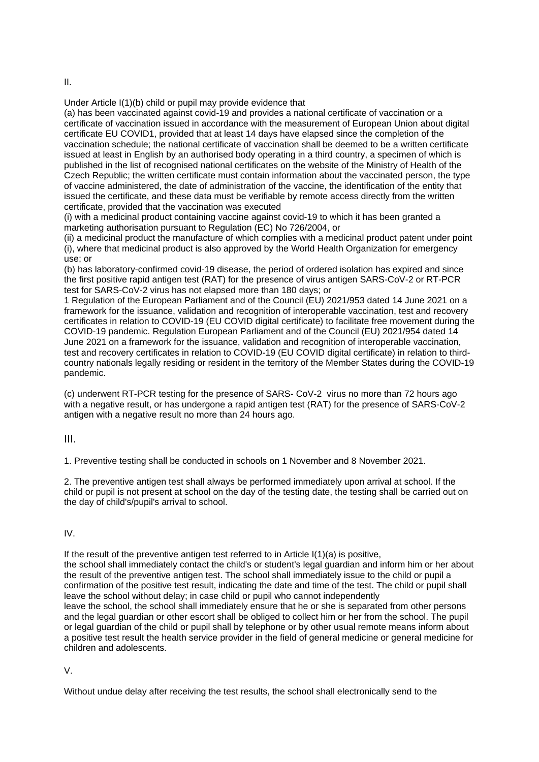II.

Under Article I(1)(b) child or pupil may provide evidence that

(a) has been vaccinated against covid-19 and provides a national certificate of vaccination or a certificate of vaccination issued in accordance with the measurement of European Union about digital certificate EU COVID[1], provided that at least 14 days have elapsed since the completion of the vaccination schedule; the national certificate of vaccination shall be deemed to be a written certificate issued at least in English by an authorised body operating in a third country, a specimen of which is published in the list of recognised national certificates on the website of the Ministry of Health of the Czech Republic; the written certificate must contain information about the vaccinated person, the type of vaccine administered, the date of administration of the vaccine, the identification of the entity that issued the certificate, and these data must be verifiable by remote access directly from the written certificate, provided that the vaccination was executed

(i) with a medicinal product containing vaccine against covid-19 to which it has been granted a marketing authorisation pursuant to Regulation (EC) No 726/2004, or

(ii) a medicinal product the manufacture of which complies with a medicinal product patent under point (i), where that medicinal product is also approved by the World Health Organization for emergency use; or

(b) has laboratory-confirmed covid-19 disease, the period of ordered isolation has expired and since the first positive rapid antigen test (RAT) for the presence of virus antigen SARS-CoV-2 or RT-PCR test for SARS-CoV-2 virus has not elapsed more than 180 days; or

1 Regulation of the European Parliament and of the Council (EU) 2021/953 dated 14 June 2021 on a framework for the issuance, validation and recognition of interoperable vaccination, test and recovery certificates in relation to COVID-19 (EU COVID digital certificate) to facilitate free movement during the COVID-19 pandemic. Regulation European Parliament and of the Council (EU) 2021/954 dated 14 June 2021 on a framework for the issuance, validation and recognition of interoperable vaccination, test and recovery certificates in relation to COVID-19 (EU COVID digital certificate) in relation to third-country nationals legally residing or resident in the territory of the Member States during the COVID-19 pandemic.

(c) underwent RT-PCR testing for the presence of SARS- CoV-2 virus no more than 72 hours ago with a negative result, or has undergone a rapid antigen test (RAT) for the presence of SARS-CoV-2 antigen with a negative result no more than 24 hours ago.

III.

1. Preventive testing shall be conducted in schools on 1 November and 8 November 2021.

2. The preventive antigen test shall always be performed immediately upon arrival at school. If the child or pupil is not present at school on the day of the testing date, the testing shall be carried out on the day of child's/pupil's arrival to school.

IV.

If the result of the preventive antigen test referred to in Article I(1)(a) is positive, the school shall immediately contact the child's or student's legal guardian and inform him or her about the result of the preventive antigen test. The school shall immediately issue to the child or pupil a confirmation of the positive test result, indicating the date and time of the test. The child or pupil shall leave the school without delay; in case child or pupil who cannot independently leave the school, the school shall immediately ensure that he or she is separated from other persons and the legal guardian or other escort shall be obliged to collect him or her from the school. The pupil or legal guardian of the child or pupil shall by telephone or by other usual remote means inform about a positive test result the health service provider in the field of general medicine or general medicine for children and adolescents.

V.

Without undue delay after receiving the test results, the school shall electronically send to the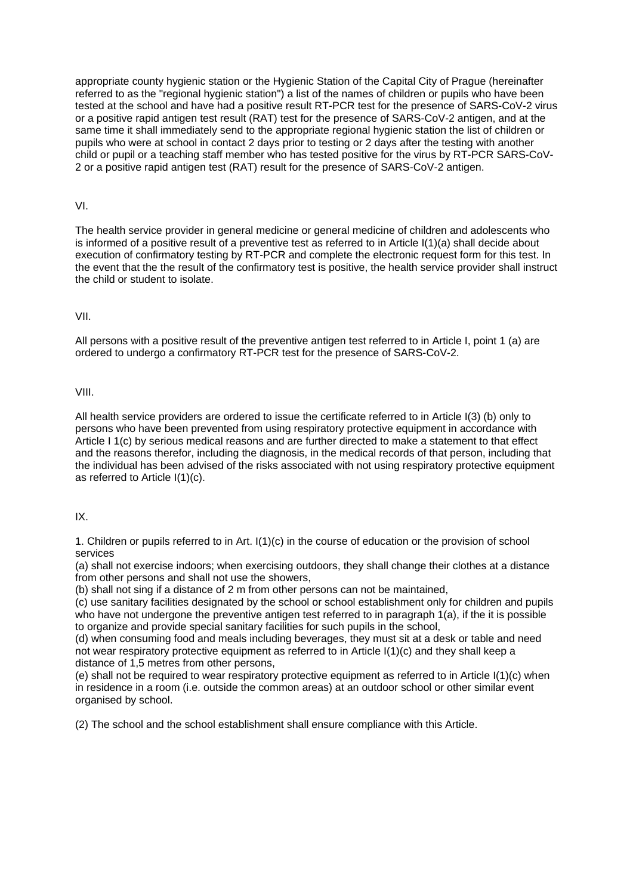appropriate county hygienic station or the Hygienic Station of the Capital City of Prague (hereinafter referred to as the "regional hygienic station") a list of the names of children or pupils who have been tested at the school and have had a positive result RT-PCR test for the presence of SARS-CoV-2 virus or a positive rapid antigen test result (RAT) test for the presence of SARS-CoV-2 antigen, and at the same time it shall immediately send to the appropriate regional hygienic station the list of children or pupils who were at school in contact 2 days prior to testing or 2 days after the testing with another child or pupil or a teaching staff member who has tested positive for the virus by RT-PCR SARS-CoV-2 or a positive rapid antigen test (RAT) result for the presence of SARS-CoV-2 antigen.

VI.

The health service provider in general medicine or general medicine of children and adolescents who is informed of a positive result of a preventive test as referred to in Article I(1)(a) shall decide about execution of confirmatory testing by RT-PCR and complete the electronic request form for this test. In the event that the the result of the confirmatory test is positive, the health service provider shall instruct the child or student to isolate.

VII.

All persons with a positive result of the preventive antigen test referred to in Article I, point 1 (a) are ordered to undergo a confirmatory RT-PCR test for the presence of SARS-CoV-2.

VIII.

All health service providers are ordered to issue the certificate referred to in Article I(3) (b) only to persons who have been prevented from using respiratory protective equipment in accordance with Article I 1(c) by serious medical reasons and are further directed to make a statement to that effect and the reasons therefor, including the diagnosis, in the medical records of that person, including that the individual has been advised of the risks associated with not using respiratory protective equipment as referred to Article I(1)(c).

IX.

1. Children or pupils referred to in Art. I(1)(c) in the course of education or the provision of school services

(a) shall not exercise indoors; when exercising outdoors, they shall change their clothes at a distance from other persons and shall not use the showers,

(b) shall not sing if a distance of 2 m from other persons can not be maintained,

(c) use sanitary facilities designated by the school or school establishment only for children and pupils who have not undergone the preventive antigen test referred to in paragraph 1(a), if the it is possible to organize and provide special sanitary facilities for such pupils in the school,

(d) when consuming food and meals including beverages, they must sit at a desk or table and need not wear respiratory protective equipment as referred to in Article I(1)(c) and they shall keep a distance of 1,5 metres from other persons,

(e) shall not be required to wear respiratory protective equipment as referred to in Article I(1)(c) when in residence in a room (i.e. outside the common areas) at an outdoor school or other similar event organised by school.

(2) The school and the school establishment shall ensure compliance with this Article.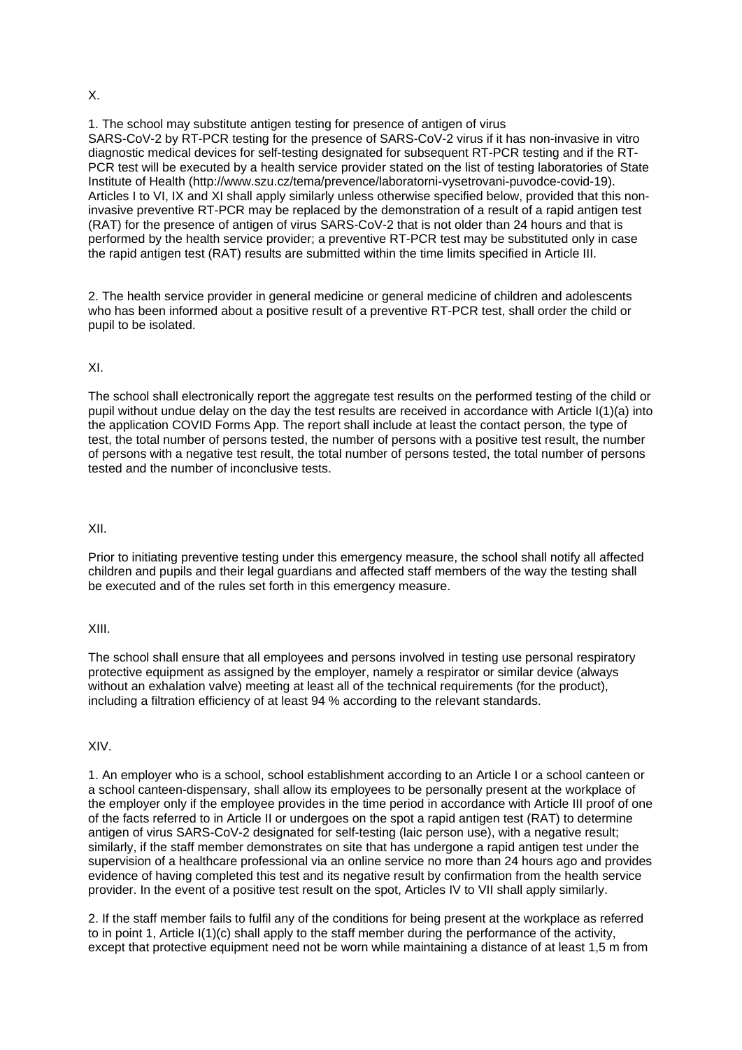X.

1. The school may substitute antigen testing for presence of antigen of virus SARS-CoV-2 by RT-PCR testing for the presence of SARS-CoV-2 virus if it has non-invasive in vitro diagnostic medical devices for self-testing designated for subsequent RT-PCR testing and if the RT-PCR test will be executed by a health service provider stated on the list of testing laboratories of State Institute of Health (http://www.szu.cz/tema/prevence/laboratorni-vysetrovani-puvodce-covid-19). Articles I to VI, IX and XI shall apply similarly unless otherwise specified below, provided that this non-invasive preventive RT-PCR may be replaced by the demonstration of a result of a rapid antigen test (RAT) for the presence of antigen of virus SARS-CoV-2 that is not older than 24 hours and that is performed by the health service provider; a preventive RT-PCR test may be substituted only in case the rapid antigen test (RAT) results are submitted within the time limits specified in Article III.

2. The health service provider in general medicine or general medicine of children and adolescents who has been informed about a positive result of a preventive RT-PCR test, shall order the child or pupil to be isolated.

XI.

The school shall electronically report the aggregate test results on the performed testing of the child or pupil without undue delay on the day the test results are received in accordance with Article I(1)(a) into the application COVID Forms App. The report shall include at least the contact person, the type of test, the total number of persons tested, the number of persons with a positive test result, the number of persons with a negative test result, the total number of persons tested, the total number of persons tested and the number of inconclusive tests.

XII.

Prior to initiating preventive testing under this emergency measure, the school shall notify all affected children and pupils and their legal guardians and affected staff members of the way the testing shall be executed and of the rules set forth in this emergency measure.

XIII.

The school shall ensure that all employees and persons involved in testing use personal respiratory protective equipment as assigned by the employer, namely a respirator or similar device (always without an exhalation valve) meeting at least all of the technical requirements (for the product), including a filtration efficiency of at least 94 % according to the relevant standards.

XIV.

1. An employer who is a school, school establishment according to an Article I or a school canteen or a school canteen-dispensary, shall allow its employees to be personally present at the workplace of the employer only if the employee provides in the time period in accordance with Article III proof of one of the facts referred to in Article II or undergoes on the spot a rapid antigen test (RAT) to determine antigen of virus SARS-CoV-2 designated for self-testing (laic person use), with a negative result; similarly, if the staff member demonstrates on site that has undergone a rapid antigen test under the supervision of a healthcare professional via an online service no more than 24 hours ago and provides evidence of having completed this test and its negative result by confirmation from the health service provider. In the event of a positive test result on the spot, Articles IV to VII shall apply similarly.

2. If the staff member fails to fulfil any of the conditions for being present at the workplace as referred to in point 1, Article I(1)(c) shall apply to the staff member during the performance of the activity, except that protective equipment need not be worn while maintaining a distance of at least 1,5 m from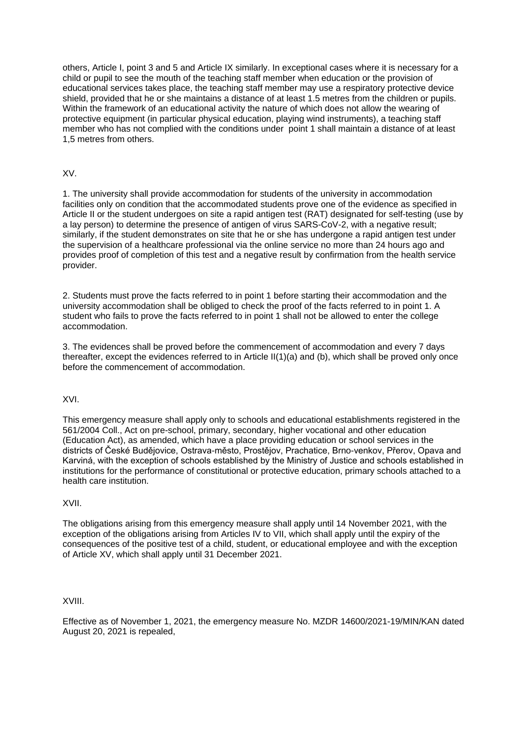others, Article I, point 3 and 5 and Article IX similarly. In exceptional cases where it is necessary for a child or pupil to see the mouth of the teaching staff member when education or the provision of educational services takes place, the teaching staff member may use a respiratory protective device shield, provided that he or she maintains a distance of at least 1.5 metres from the children or pupils. Within the framework of an educational activity the nature of which does not allow the wearing of protective equipment (in particular physical education, playing wind instruments), a teaching staff member who has not complied with the conditions under point 1 shall maintain a distance of at least 1,5 metres from others.

XV.

1. The university shall provide accommodation for students of the university in accommodation facilities only on condition that the accommodated students prove one of the evidence as specified in Article II or the student undergoes on site a rapid antigen test (RAT) designated for self-testing (use by a lay person) to determine the presence of antigen of virus SARS-CoV-2, with a negative result; similarly, if the student demonstrates on site that he or she has undergone a rapid antigen test under the supervision of a healthcare professional via the online service no more than 24 hours ago and provides proof of completion of this test and a negative result by confirmation from the health service provider.

2. Students must prove the facts referred to in point 1 before starting their accommodation and the university accommodation shall be obliged to check the proof of the facts referred to in point 1. A student who fails to prove the facts referred to in point 1 shall not be allowed to enter the college accommodation.

3. The evidences shall be proved before the commencement of accommodation and every 7 days thereafter, except the evidences referred to in Article II(1)(a) and (b), which shall be proved only once before the commencement of accommodation.

XVI.

This emergency measure shall apply only to schools and educational establishments registered in the 561/2004 Coll., Act on pre-school, primary, secondary, higher vocational and other education (Education Act), as amended, which have a place providing education or school services in the districts of České Budějovice, Ostrava-město, Prostějov, Prachatice, Brno-venkov, Přerov, Opava and Karviná, with the exception of schools established by the Ministry of Justice and schools established in institutions for the performance of constitutional or protective education, primary schools attached to a health care institution.

XVII.

The obligations arising from this emergency measure shall apply until 14 November 2021, with the exception of the obligations arising from Articles IV to VII, which shall apply until the expiry of the consequences of the positive test of a child, student, or educational employee and with the exception of Article XV, which shall apply until 31 December 2021.

XVIII.

Effective as of November 1, 2021, the emergency measure No. MZDR 14600/2021-19/MIN/KAN dated August 20, 2021 is repealed,